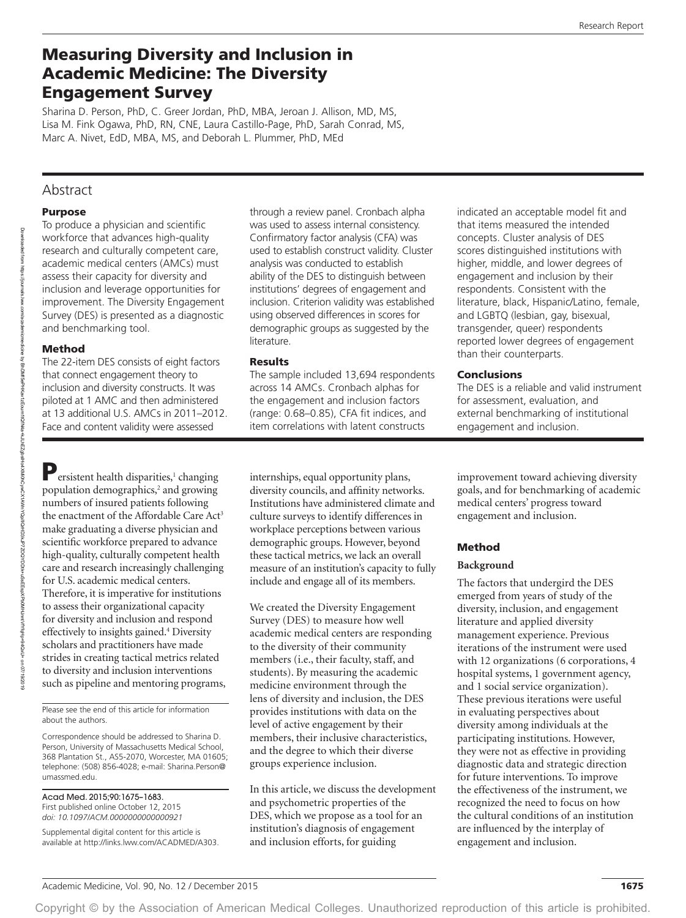# Measuring Diversity and Inclusion in Academic Medicine: The Diversity Engagement Survey

Sharina D. Person, PhD, C. Greer Jordan, PhD, MBA, Jeroan J. Allison, MD, MS, Lisa M. Fink Ogawa, PhD, RN, CNE, Laura Castillo-Page, PhD, Sarah Conrad, MS, Marc A. Nivet, EdD, MBA, MS, and Deborah L. Plummer, PhD, MEd

## Abstract

### Purpose

To produce a physician and scientific workforce that advances high-quality research and culturally competent care, academic medical centers (AMCs) must assess their capacity for diversity and inclusion and leverage opportunities for improvement. The Diversity Engagement Survey (DES) is presented as a diagnostic and benchmarking tool.

### Method

The 22-item DES consists of eight factors that connect engagement theory to inclusion and diversity constructs. It was piloted at 1 AMC and then administered at 13 additional U.S. AMCs in 2011–2012. Face and content validity were assessed through a review panel. Cronbach alpha was used to assess internal consistency. Confirmatory factor analysis (CFA) was used to establish construct validity. Cluster analysis was conducted to establish ability of the DES to distinguish between institutions' degrees of engagement and inclusion. Criterion validity was established using observed differences in scores for demographic groups as suggested by the literature.

### Results

The sample included 13,694 respondents across 14 AMCs. Cronbach alphas for the engagement and inclusion factors (range: 0.68–0.85), CFA fit indices, and item correlations with latent constructs indicated an acceptable model fit and that items measured the intended concepts. Cluster analysis of DES scores distinguished institutions with higher, middle, and lower degrees of engagement and inclusion by their respondents. Consistent with the literature, black, Hispanic/Latino, female, and LGBTQ (lesbian, gay, bisexual, transgender, queer) respondents reported lower degrees of engagement than their counterparts.

### Conclusions

The DES is a reliable and valid instrument for assessment, evaluation, and external benchmarking of institutional engagement and inclusion.

Persistent health disparities,[1] changing population demographics,[2] and growing numbers of insured patients following the enactment of the Affordable Care Act[3] make graduating a diverse physician and scientific workforce prepared to advance high-quality, culturally competent health care and research increasingly challenging for U.S. academic medical centers. Therefore, it is imperative for institutions to assess their organizational capacity for diversity and inclusion and respond effectively to insights gained.[4] Diversity scholars and practitioners have made strides in creating tactical metrics related to diversity and inclusion interventions such as pipeline and mentoring programs, internships, equal opportunity plans, diversity councils, and affinity networks. Institutions have administered climate and culture surveys to identify differences in workplace perceptions between various demographic groups. However, beyond these tactical metrics, we lack an overall measure of an institution's capacity to fully include and engage all of its members.

We created the Diversity Engagement Survey (DES) to measure how well academic medical centers are responding to the diversity of their community members (i.e., their faculty, staff, and students). By measuring the academic medicine environment through the lens of diversity and inclusion, the DES provides institutions with data on the level of active engagement by their members, their inclusive characteristics, and the degree to which their diverse groups experience inclusion.

In this article, we discuss the development and psychometric properties of the DES, which we propose as a tool for an institution's diagnosis of engagement and inclusion efforts, for guiding improvement toward achieving diversity goals, and for benchmarking of academic medical centers' progress toward engagement and inclusion.

## Method

### Background

The factors that undergird the DES emerged from years of study of the diversity, inclusion, and engagement literature and applied diversity management experience. Previous iterations of the instrument were used with 12 organizations (6 corporations, 4 hospital systems, 1 government agency, and 1 social service organization). These previous iterations were useful in evaluating perspectives about diversity among individuals at the participating institutions. However, they were not as effective in providing diagnostic data and strategic direction for future interventions. To improve the effectiveness of the instrument, we recognized the need to focus on how the cultural conditions of an institution are influenced by the interplay of engagement and inclusion.

Please see the end of this article for information about the authors.

Correspondence should be addressed to Sharina D. Person, University of Massachusetts Medical School, 368 Plantation St., AS5-2070, Worcester, MA 01605; telephone: (508) 856-4028; e-mail: Sharina.Person@umassmed.edu.

Acad Med. 2015;90:1675–1683.
First published online October 12, 2015
*doi: 10.1097/ACM.0000000000000921*

Supplemental digital content for this article is available at http://links.lww.com/ACADMED/A303.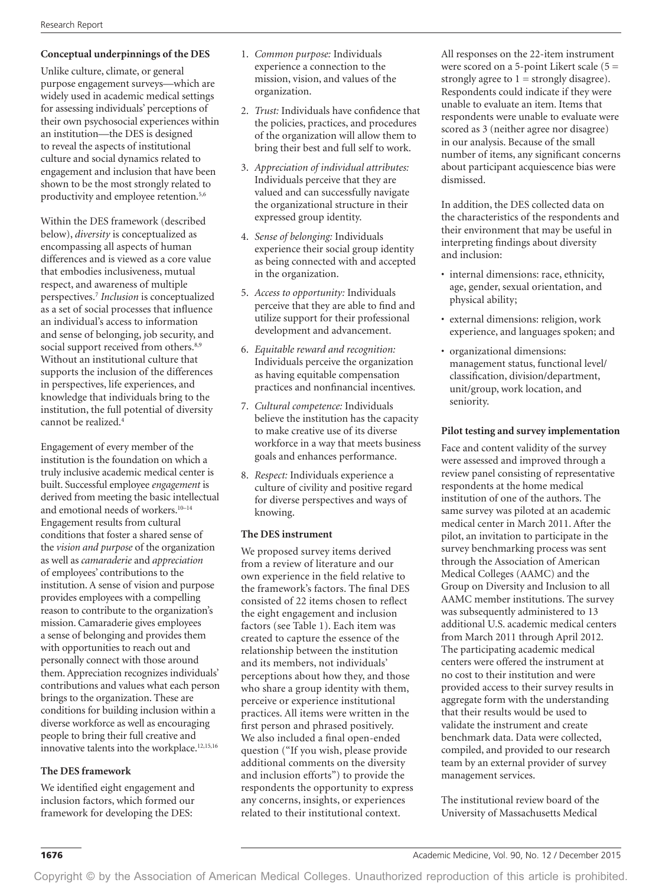### Conceptual underpinnings of the DES

Unlike culture, climate, or general purpose engagement surveys—which are widely used in academic medical settings for assessing individuals' perceptions of their own psychosocial experiences within an institution—the DES is designed to reveal the aspects of institutional culture and social dynamics related to engagement and inclusion that have been shown to be the most strongly related to productivity and employee retention.[5,6]

Within the DES framework (described below), *diversity* is conceptualized as encompassing all aspects of human differences and is viewed as a core value that embodies inclusiveness, mutual respect, and awareness of multiple perspectives.[7] *Inclusion* is conceptualized as a set of social processes that influence an individual's access to information and sense of belonging, job security, and social support received from others.[8,9] Without an institutional culture that supports the inclusion of the differences in perspectives, life experiences, and knowledge that individuals bring to the institution, the full potential of diversity cannot be realized.[4]

Engagement of every member of the institution is the foundation on which a truly inclusive academic medical center is built. Successful employee *engagement* is derived from meeting the basic intellectual and emotional needs of workers.[10–14] Engagement results from cultural conditions that foster a shared sense of the *vision and purpose* of the organization as well as *camaraderie* and *appreciation* of employees' contributions to the institution. A sense of vision and purpose provides employees with a compelling reason to contribute to the organization's mission. Camaraderie gives employees a sense of belonging and provides them with opportunities to reach out and personally connect with those around them. Appreciation recognizes individuals' contributions and values what each person brings to the organization. These are conditions for building inclusion within a diverse workforce as well as encouraging people to bring their full creative and innovative talents into the workplace.[12,15,16]

### The DES framework

We identified eight engagement and inclusion factors, which formed our framework for developing the DES:

1. *Common purpose:* Individuals experience a connection to the mission, vision, and values of the organization.
2. *Trust:* Individuals have confidence that the policies, practices, and procedures of the organization will allow them to bring their best and full self to work.
3. *Appreciation of individual attributes:* Individuals perceive that they are valued and can successfully navigate the organizational structure in their expressed group identity.
4. *Sense of belonging:* Individuals experience their social group identity as being connected with and accepted in the organization.
5. *Access to opportunity:* Individuals perceive that they are able to find and utilize support for their professional development and advancement.
6. *Equitable reward and recognition:* Individuals perceive the organization as having equitable compensation practices and nonfinancial incentives.
7. *Cultural competence:* Individuals believe the institution has the capacity to make creative use of its diverse workforce in a way that meets business goals and enhances performance.
8. *Respect:* Individuals experience a culture of civility and positive regard for diverse perspectives and ways of knowing.

### The DES instrument

We proposed survey items derived from a review of literature and our own experience in the field relative to the framework's factors. The final DES consisted of 22 items chosen to reflect the eight engagement and inclusion factors (see Table 1). Each item was created to capture the essence of the relationship between the institution and its members, not individuals' perceptions about how they, and those who share a group identity with them, perceive or experience institutional practices. All items were written in the first person and phrased positively. We also included a final open-ended question ("If you wish, please provide additional comments on the diversity and inclusion efforts") to provide the respondents the opportunity to express any concerns, insights, or experiences related to their institutional context.

All responses on the 22-item instrument were scored on a 5-point Likert scale (5 = strongly agree to 1 = strongly disagree). Respondents could indicate if they were unable to evaluate an item. Items that respondents were unable to evaluate were scored as 3 (neither agree nor disagree) in our analysis. Because of the small number of items, any significant concerns about participant acquiescence bias were dismissed.

In addition, the DES collected data on the characteristics of the respondents and their environment that may be useful in interpreting findings about diversity and inclusion:

- internal dimensions: race, ethnicity, age, gender, sexual orientation, and physical ability;
- external dimensions: religion, work experience, and languages spoken; and
- organizational dimensions: management status, functional level/classification, division/department, unit/group, work location, and seniority.

### Pilot testing and survey implementation

Face and content validity of the survey were assessed and improved through a review panel consisting of representative respondents at the home medical institution of one of the authors. The same survey was piloted at an academic medical center in March 2011. After the pilot, an invitation to participate in the survey benchmarking process was sent through the Association of American Medical Colleges (AAMC) and the Group on Diversity and Inclusion to all AAMC member institutions. The survey was subsequently administered to 13 additional U.S. academic medical centers from March 2011 through April 2012. The participating academic medical centers were offered the instrument at no cost to their institution and were provided access to their survey results in aggregate form with the understanding that their results would be used to validate the instrument and create benchmark data. Data were collected, compiled, and provided to our research team by an external provider of survey management services.

The institutional review board of the University of Massachusetts Medical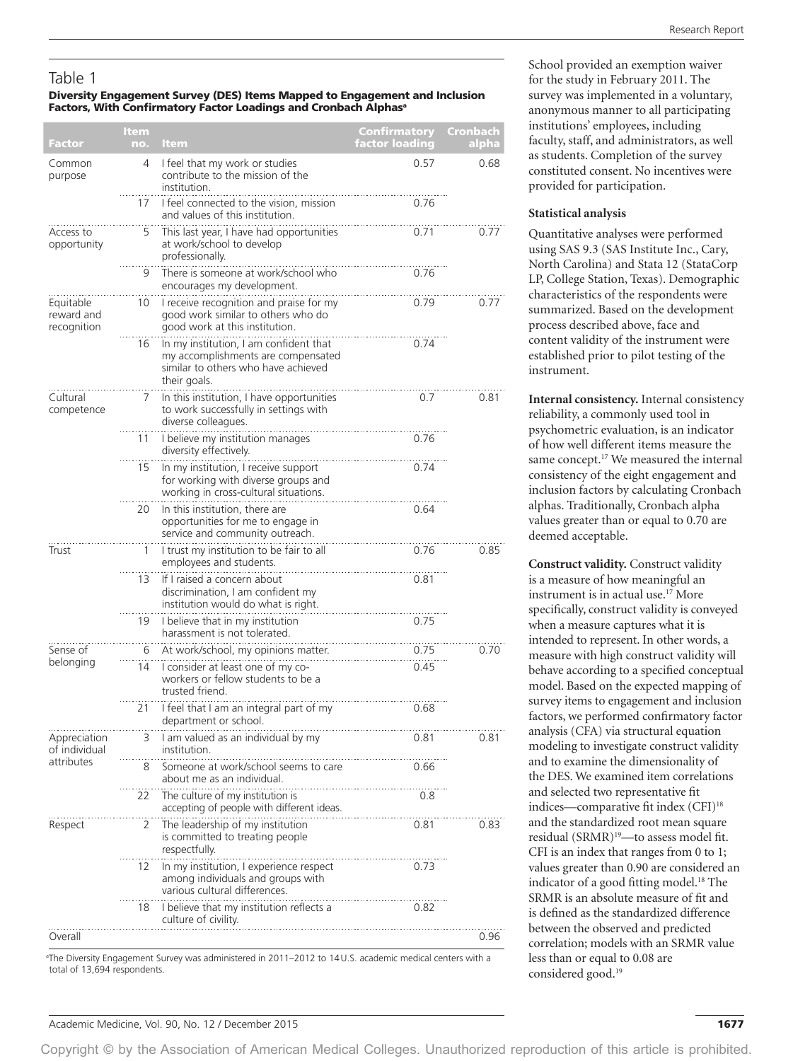## Table 1

**Diversity Engagement Survey (DES) Items Mapped to Engagement and Inclusion Factors, With Confirmatory Factor Loadings and Cronbach Alphas[a]**

| Factor | Item no. | Item | Confirmatory factor loading | Cronbach alpha |
|---|---|---|---|---|
| Common purpose | 4 | I feel that my work or studies contribute to the mission of the institution. | 0.57 | 0.68 |
| | 17 | I feel connected to the vision, mission and values of this institution. | 0.76 | |
| Access to opportunity | 5 | This last year, I have had opportunities at work/school to develop professionally. | 0.71 | 0.77 |
| | 9 | There is someone at work/school who encourages my development. | 0.76 | |
| Equitable reward and recognition | 10 | I receive recognition and praise for my good work similar to others who do good work at this institution. | 0.79 | 0.77 |
| | 16 | In my institution, I am confident that my accomplishments are compensated similar to others who have achieved their goals. | 0.74 | |
| Cultural competence | 7 | In this institution, I have opportunities to work successfully in settings with diverse colleagues. | 0.7 | 0.81 |
| | 11 | I believe my institution manages diversity effectively. | 0.76 | |
| | 15 | In my institution, I receive support for working with diverse groups and working in cross-cultural situations. | 0.74 | |
| | 20 | In this institution, there are opportunities for me to engage in service and community outreach. | 0.64 | |
| Trust | 1 | I trust my institution to be fair to all employees and students. | 0.76 | 0.85 |
| | 13 | If I raised a concern about discrimination, I am confident my institution would do what is right. | 0.81 | |
| | 19 | I believe that in my institution harassment is not tolerated. | 0.75 | |
| Sense of belonging | 6 | At work/school, my opinions matter. | 0.75 | 0.70 |
| | 14 | I consider at least one of my co-workers or fellow students to be a trusted friend. | 0.45 | |
| | 21 | I feel that I am an integral part of my department or school. | 0.68 | |
| Appreciation of individual attributes | 3 | I am valued as an individual by my institution. | 0.81 | 0.81 |
| | 8 | Someone at work/school seems to care about me as an individual. | 0.66 | |
| | 22 | The culture of my institution is accepting of people with different ideas. | 0.8 | |
| Respect | 2 | The leadership of my institution is committed to treating people respectfully. | 0.81 | 0.83 |
| | 12 | In my institution, I experience respect among individuals and groups with various cultural differences. | 0.73 | |
| | 18 | I believe that my institution reflects a culture of civility. | 0.82 | |
| Overall | | | | 0.96 |

[a]The Diversity Engagement Survey was administered in 2011–2012 to 14 U.S. academic medical centers with a total of 13,694 respondents.

School provided an exemption waiver for the study in February 2011. The survey was implemented in a voluntary, anonymous manner to all participating institutions' employees, including faculty, staff, and administrators, as well as students. Completion of the survey constituted consent. No incentives were provided for participation.

### Statistical analysis

Quantitative analyses were performed using SAS 9.3 (SAS Institute Inc., Cary, North Carolina) and Stata 12 (StataCorp LP, College Station, Texas). Demographic characteristics of the respondents were summarized. Based on the development process described above, face and content validity of the instrument were established prior to pilot testing of the instrument.

**Internal consistency.** Internal consistency reliability, a commonly used tool in psychometric evaluation, is an indicator of how well different items measure the same concept.[17] We measured the internal consistency of the eight engagement and inclusion factors by calculating Cronbach alphas. Traditionally, Cronbach alpha values greater than or equal to 0.70 are deemed acceptable.

**Construct validity.** Construct validity is a measure of how meaningful an instrument is in actual use.[17] More specifically, construct validity is conveyed when a measure captures what it is intended to represent. In other words, a measure with high construct validity will behave according to a specified conceptual model. Based on the expected mapping of survey items to engagement and inclusion factors, we performed confirmatory factor analysis (CFA) via structural equation modeling to investigate construct validity and to examine the dimensionality of the DES. We examined item correlations and selected two representative fit indices—comparative fit index (CFI)[18] and the standardized root mean square residual (SRMR)[19]—to assess model fit. CFI is an index that ranges from 0 to 1; values greater than 0.90 are considered an indicator of a good fitting model.[18] The SRMR is an absolute measure of fit and is defined as the standardized difference between the observed and predicted correlation; models with an SRMR value less than or equal to 0.08 are considered good.[19]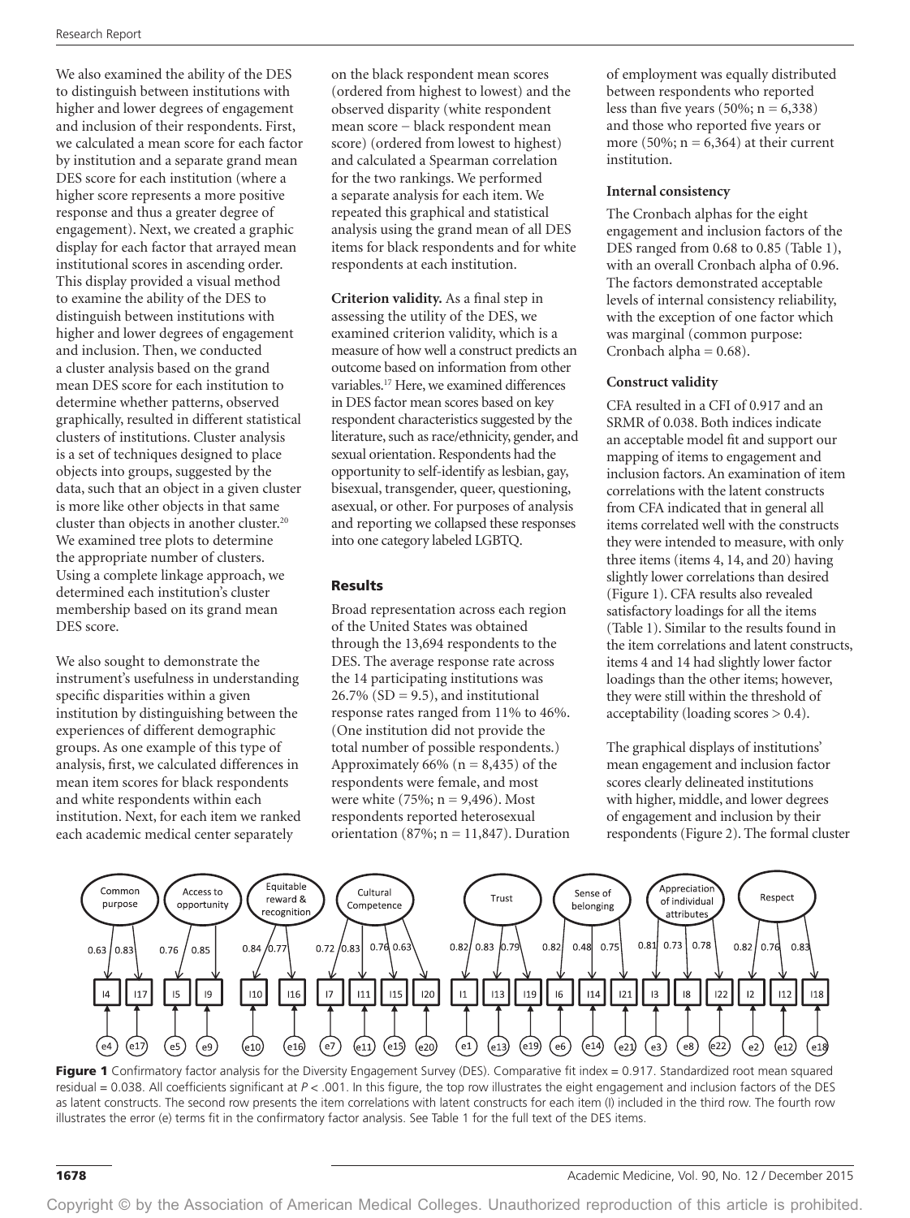We also examined the ability of the DES to distinguish between institutions with higher and lower degrees of engagement and inclusion of their respondents. First, we calculated a mean score for each factor by institution and a separate grand mean DES score for each institution (where a higher score represents a more positive response and thus a greater degree of engagement). Next, we created a graphic display for each factor that arrayed mean institutional scores in ascending order. This display provided a visual method to examine the ability of the DES to distinguish between institutions with higher and lower degrees of engagement and inclusion. Then, we conducted a cluster analysis based on the grand mean DES score for each institution to determine whether patterns, observed graphically, resulted in different statistical clusters of institutions. Cluster analysis is a set of techniques designed to place objects into groups, suggested by the data, such that an object in a given cluster is more like other objects in that same cluster than objects in another cluster.[20] We examined tree plots to determine the appropriate number of clusters. Using a complete linkage approach, we determined each institution's cluster membership based on its grand mean DES score.

We also sought to demonstrate the instrument's usefulness in understanding specific disparities within a given institution by distinguishing between the experiences of different demographic groups. As one example of this type of analysis, first, we calculated differences in mean item scores for black respondents and white respondents within each institution. Next, for each item we ranked each academic medical center separately on the black respondent mean scores (ordered from highest to lowest) and the observed disparity (white respondent mean score − black respondent mean score) (ordered from lowest to highest) and calculated a Spearman correlation for the two rankings. We performed a separate analysis for each item. We repeated this graphical and statistical analysis using the grand mean of all DES items for black respondents and for white respondents at each institution.

**Criterion validity.** As a final step in assessing the utility of the DES, we examined criterion validity, which is a measure of how well a construct predicts an outcome based on information from other variables.[17] Here, we examined differences in DES factor mean scores based on key respondent characteristics suggested by the literature, such as race/ethnicity, gender, and sexual orientation. Respondents had the opportunity to self-identify as lesbian, gay, bisexual, transgender, queer, questioning, asexual, or other. For purposes of analysis and reporting we collapsed these responses into one category labeled LGBTQ.

## Results

Broad representation across each region of the United States was obtained through the 13,694 respondents to the DES. The average response rate across the 14 participating institutions was 26.7% (SD = 9.5), and institutional response rates ranged from 11% to 46%. (One institution did not provide the total number of possible respondents.) Approximately 66% (n = 8,435) of the respondents were female, and most were white (75%; n = 9,496). Most respondents reported heterosexual orientation (87%; n = 11,847). Duration of employment was equally distributed between respondents who reported less than five years (50%; n = 6,338) and those who reported five years or more (50%; n = 6,364) at their current institution.

### Internal consistency

The Cronbach alphas for the eight engagement and inclusion factors of the DES ranged from 0.68 to 0.85 (Table 1), with an overall Cronbach alpha of 0.96. The factors demonstrated acceptable levels of internal consistency reliability, with the exception of one factor which was marginal (common purpose: Cronbach alpha = 0.68).

### Construct validity

CFA resulted in a CFI of 0.917 and an SRMR of 0.038. Both indices indicate an acceptable model fit and support our mapping of items to engagement and inclusion factors. An examination of item correlations with the latent constructs from CFA indicated that in general all items correlated well with the constructs they were intended to measure, with only three items (items 4, 14, and 20) having slightly lower correlations than desired (Figure 1). CFA results also revealed satisfactory loadings for all the items (Table 1). Similar to the results found in the item correlations and latent constructs, items 4 and 14 had slightly lower factor loadings than the other items; however, they were still within the threshold of acceptability (loading scores > 0.4).

The graphical displays of institutions' mean engagement and inclusion factor scores clearly delineated institutions with higher, middle, and lower degrees of engagement and inclusion by their respondents (Figure 2). The formal cluster

Common purpose | Access to opportunity | Equitable reward & recognition | Cultural Competence | Trust | Sense of belonging | Appreciation of individual attributes | Respect

0.63 0.83 | 0.76 0.85 | 0.84 0.77 | 0.72 0.83 0.76 0.63 | 0.82 0.83 0.79 | 0.82 0.48 0.75 | 0.81 0.73 0.78 | 0.82 0.76 0.83

I4 I17 | I5 I9 | I10 I16 | I7 I11 I15 I20 | I1 I13 I19 | I6 I14 I21 | I3 I8 I22 | I2 I12 I18

e4 e17 | e5 e9 | e10 e16 | e7 e11 e15 e20 | e1 e13 e19 | e6 e14 e21 | e3 e8 e22 | e2 e12 e18

**Figure 1** Confirmatory factor analysis for the Diversity Engagement Survey (DES). Comparative fit index = 0.917. Standardized root mean squared residual = 0.038. All coefficients significant at $P < .001$. In this figure, the top row illustrates the eight engagement and inclusion factors of the DES as latent constructs. The second row presents the item correlations with latent constructs for each item (I) included in the third row. The fourth row illustrates the error (e) terms fit in the confirmatory factor analysis. See Table 1 for the full text of the DES items.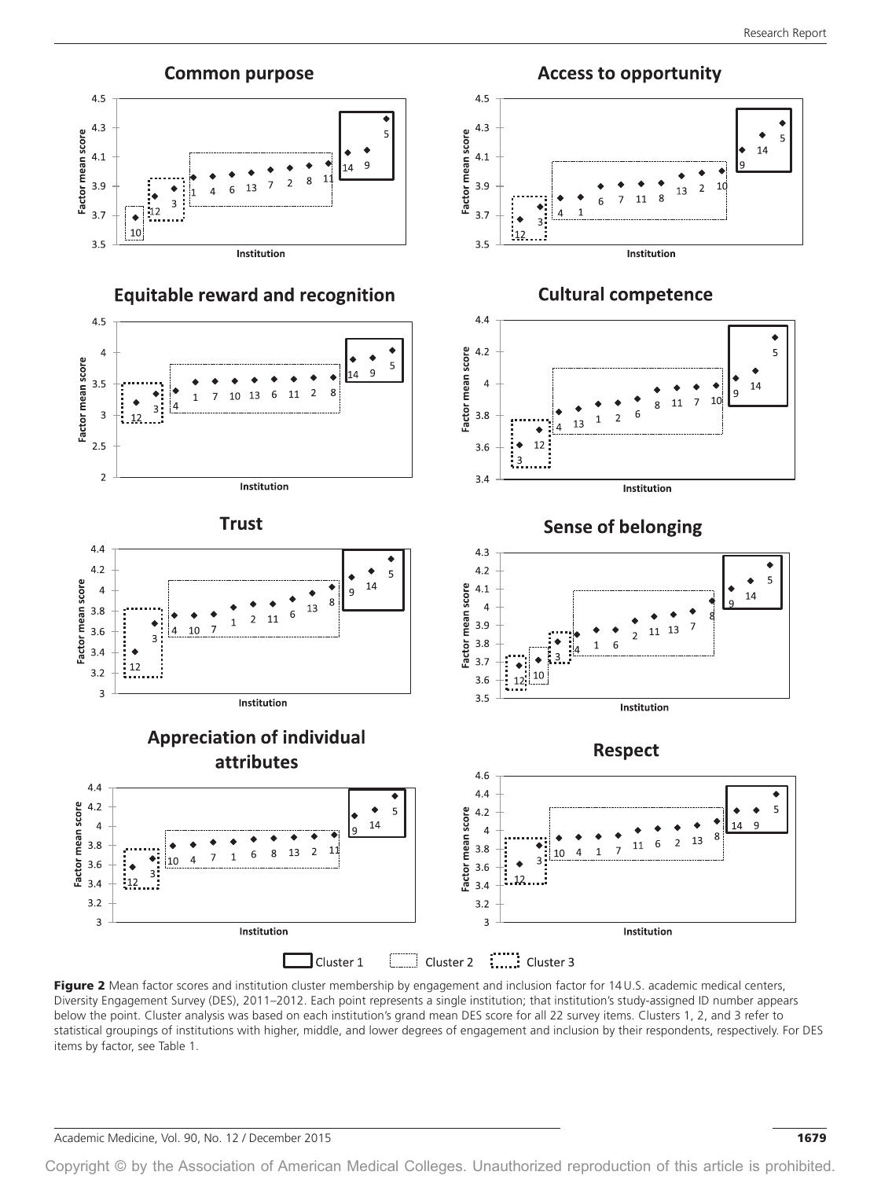Figure 2 Mean factor scores and institution cluster membership by engagement and inclusion factor for 14 U.S. academic medical centers, Diversity Engagement Survey (DES), 2011–2012. Each point represents a single institution; that institution's study-assigned ID number appears below the point. Cluster analysis was based on each institution's grand mean DES score for all 22 survey items. Clusters 1, 2, and 3 refer to statistical groupings of institutions with higher, middle, and lower degrees of engagement and inclusion by their respondents, respectively. For DES items by factor, see Table 1.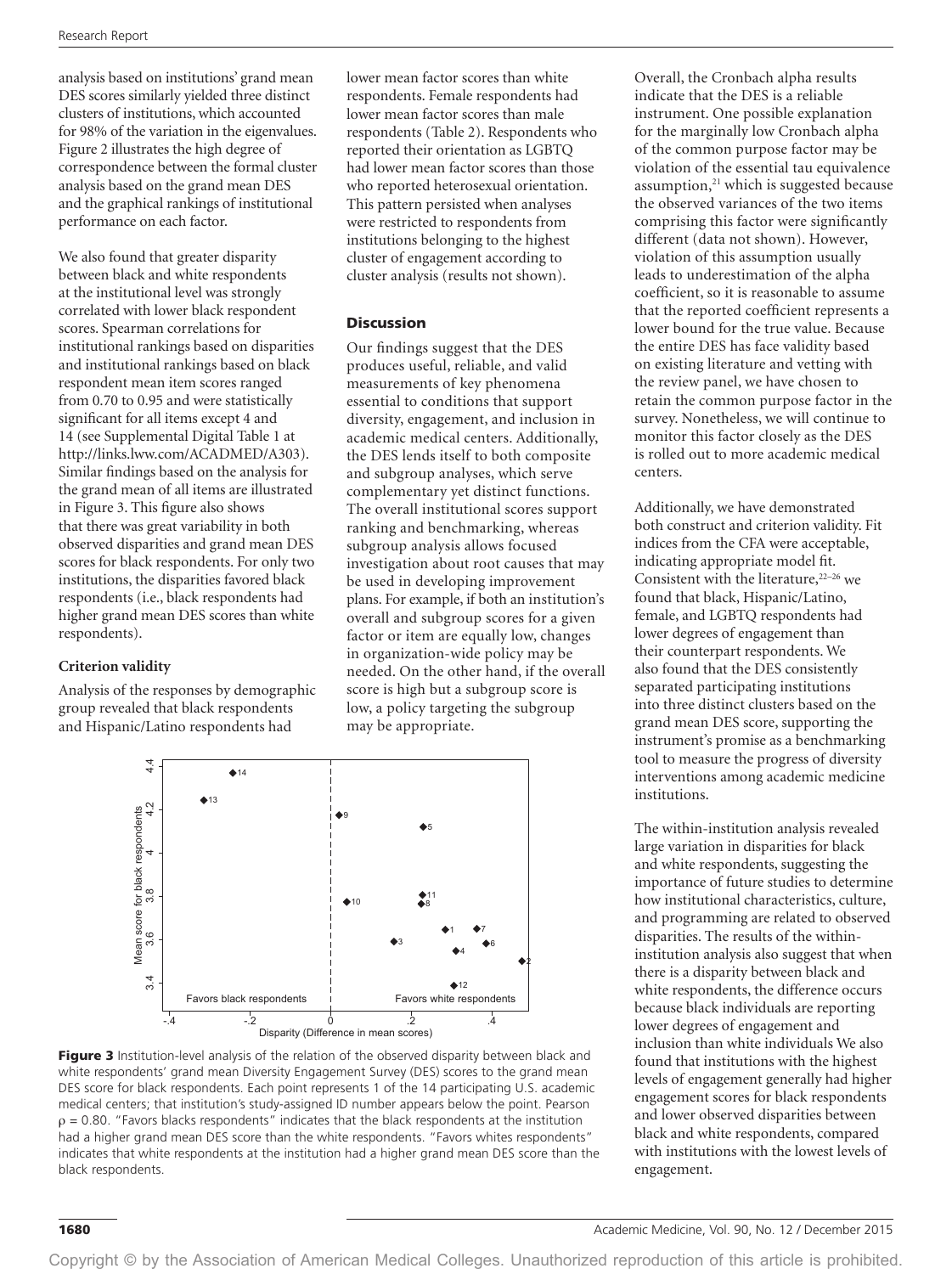analysis based on institutions' grand mean DES scores similarly yielded three distinct clusters of institutions, which accounted for 98% of the variation in the eigenvalues. Figure 2 illustrates the high degree of correspondence between the formal cluster analysis based on the grand mean DES and the graphical rankings of institutional performance on each factor.

We also found that greater disparity between black and white respondents at the institutional level was strongly correlated with lower black respondent scores. Spearman correlations for institutional rankings based on disparities and institutional rankings based on black respondent mean item scores ranged from 0.70 to 0.95 and were statistically significant for all items except 4 and 14 (see Supplemental Digital Table 1 at http://links.lww.com/ACADMED/A303). Similar findings based on the analysis for the grand mean of all items are illustrated in Figure 3. This figure also shows that there was great variability in both observed disparities and grand mean DES scores for black respondents. For only two institutions, the disparities favored black respondents (i.e., black respondents had higher grand mean DES scores than white respondents).

### Criterion validity

Analysis of the responses by demographic group revealed that black respondents and Hispanic/Latino respondents had lower mean factor scores than white respondents. Female respondents had lower mean factor scores than male respondents (Table 2). Respondents who reported their orientation as LGBTQ had lower mean factor scores than those who reported heterosexual orientation. This pattern persisted when analyses were restricted to respondents from institutions belonging to the highest cluster of engagement according to cluster analysis (results not shown).

## Discussion

Our findings suggest that the DES produces useful, reliable, and valid measurements of key phenomena essential to conditions that support diversity, engagement, and inclusion in academic medical centers. Additionally, the DES lends itself to both composite and subgroup analyses, which serve complementary yet distinct functions. The overall institutional scores support ranking and benchmarking, whereas subgroup analysis allows focused investigation about root causes that may be used in developing improvement plans. For example, if both an institution's overall and subgroup scores for a given factor or item are equally low, changes in organization-wide policy may be needed. On the other hand, if the overall score is high but a subgroup score is low, a policy targeting the subgroup may be appropriate.

Mean score for black respondents
Disparity (Difference in mean scores)
Favors black respondents
Favors white respondents
-.4 -.2 0 .2 .4
3.4 3.6 3.8 4 4.2 4.4
14 13 9 5 11 8 10 1 7 3 4 6 2 12

**Figure 3** Institution-level analysis of the relation of the observed disparity between black and white respondents' grand mean Diversity Engagement Survey (DES) scores to the grand mean DES score for black respondents. Each point represents 1 of the 14 participating U.S. academic medical centers; that institution's study-assigned ID number appears below the point. Pearson $\rho = 0.80$. "Favors blacks respondents" indicates that the black respondents at the institution had a higher grand mean DES score than the white respondents. "Favors whites respondents" indicates that white respondents at the institution had a higher grand mean DES score than the black respondents.

Overall, the Cronbach alpha results indicate that the DES is a reliable instrument. One possible explanation for the marginally low Cronbach alpha of the common purpose factor may be violation of the essential tau equivalence assumption,[21] which is suggested because the observed variances of the two items comprising this factor were significantly different (data not shown). However, violation of this assumption usually leads to underestimation of the alpha coefficient, so it is reasonable to assume that the reported coefficient represents a lower bound for the true value. Because the entire DES has face validity based on existing literature and vetting with the review panel, we have chosen to retain the common purpose factor in the survey. Nonetheless, we will continue to monitor this factor closely as the DES is rolled out to more academic medical centers.

Additionally, we have demonstrated both construct and criterion validity. Fit indices from the CFA were acceptable, indicating appropriate model fit. Consistent with the literature,[22–26] we found that black, Hispanic/Latino, female, and LGBTQ respondents had lower degrees of engagement than their counterpart respondents. We also found that the DES consistently separated participating institutions into three distinct clusters based on the grand mean DES score, supporting the instrument's promise as a benchmarking tool to measure the progress of diversity interventions among academic medicine institutions.

The within-institution analysis revealed large variation in disparities for black and white respondents, suggesting the importance of future studies to determine how institutional characteristics, culture, and programming are related to observed disparities. The results of the within-institution analysis also suggest that when there is a disparity between black and white respondents, the difference occurs because black individuals are reporting lower degrees of engagement and inclusion than white individuals We also found that institutions with the highest levels of engagement generally had higher engagement scores for black respondents and lower observed disparities between black and white respondents, compared with institutions with the lowest levels of engagement.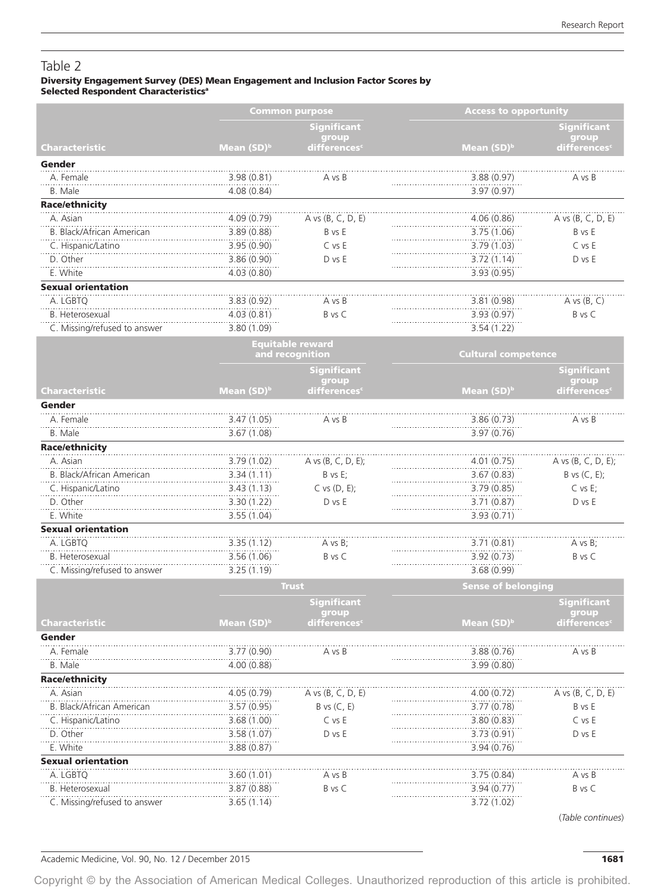## Table 2

**Diversity Engagement Survey (DES) Mean Engagement and Inclusion Factor Scores by Selected Respondent Characteristics[a]**

| Characteristic | Common purpose | | Access to opportunity | |
|---|---|---|---|---|
| | Mean (SD)[b] | Significant group differences[c] | Mean (SD)[b] | Significant group differences[c] |
| **Gender** | | | | |
| A. Female | 3.98 (0.81) | A vs B | 3.88 (0.97) | A vs B |
| B. Male | 4.08 (0.84) | | 3.97 (0.97) | |
| **Race/ethnicity** | | | | |
| A. Asian | 4.09 (0.79) | A vs (B, C, D, E) | 4.06 (0.86) | A vs (B, C, D, E) |
| B. Black/African American | 3.89 (0.88) | B vs E | 3.75 (1.06) | B vs E |
| C. Hispanic/Latino | 3.95 (0.90) | C vs E | 3.79 (1.03) | C vs E |
| D. Other | 3.86 (0.90) | D vs E | 3.72 (1.14) | D vs E |
| E. White | 4.03 (0.80) | | 3.93 (0.95) | |
| **Sexual orientation** | | | | |
| A. LGBTQ | 3.83 (0.92) | A vs B | 3.81 (0.98) | A vs (B, C) |
| B. Heterosexual | 4.03 (0.81) | B vs C | 3.93 (0.97) | B vs C |
| C. Missing/refused to answer | 3.80 (1.09) | | 3.54 (1.22) | |

| Characteristic | Equitable reward and recognition | | Cultural competence | |
|---|---|---|---|---|
| | Mean (SD)[b] | Significant group differences[c] | Mean (SD)[b] | Significant group differences[c] |
| **Gender** | | | | |
| A. Female | 3.47 (1.05) | A vs B | 3.86 (0.73) | A vs B |
| B. Male | 3.67 (1.08) | | 3.97 (0.76) | |
| **Race/ethnicity** | | | | |
| A. Asian | 3.79 (1.02) | A vs (B, C, D, E); | 4.01 (0.75) | A vs (B, C, D, E); |
| B. Black/African American | 3.34 (1.11) | B vs E; | 3.67 (0.83) | B vs (C, E); |
| C. Hispanic/Latino | 3.43 (1.13) | C vs (D, E); | 3.79 (0.85) | C vs E; |
| D. Other | 3.30 (1.22) | D vs E | 3.71 (0.87) | D vs E |
| E. White | 3.55 (1.04) | | 3.93 (0.71) | |
| **Sexual orientation** | | | | |
| A. LGBTQ | 3.35 (1.12) | A vs B; | 3.71 (0.81) | A vs B; |
| B. Heterosexual | 3.56 (1.06) | B vs C | 3.92 (0.73) | B vs C |
| C. Missing/refused to answer | 3.25 (1.19) | | 3.68 (0.99) | |

| Characteristic | Trust | | Sense of belonging | |
|---|---|---|---|---|
| | Mean (SD)[b] | Significant group differences[c] | Mean (SD)[b] | Significant group differences[c] |
| **Gender** | | | | |
| A. Female | 3.77 (0.90) | A vs B | 3.88 (0.76) | A vs B |
| B. Male | 4.00 (0.88) | | 3.99 (0.80) | |
| **Race/ethnicity** | | | | |
| A. Asian | 4.05 (0.79) | A vs (B, C, D, E) | 4.00 (0.72) | A vs (B, C, D, E) |
| B. Black/African American | 3.57 (0.95) | B vs (C, E) | 3.77 (0.78) | B vs E |
| C. Hispanic/Latino | 3.68 (1.00) | C vs E | 3.80 (0.83) | C vs E |
| D. Other | 3.58 (1.07) | D vs E | 3.73 (0.91) | D vs E |
| E. White | 3.88 (0.87) | | 3.94 (0.76) | |
| **Sexual orientation** | | | | |
| A. LGBTQ | 3.60 (1.01) | A vs B | 3.75 (0.84) | A vs B |
| B. Heterosexual | 3.87 (0.88) | B vs C | 3.94 (0.77) | B vs C |
| C. Missing/refused to answer | 3.65 (1.14) | | 3.72 (1.02) | |

(*Table continues*)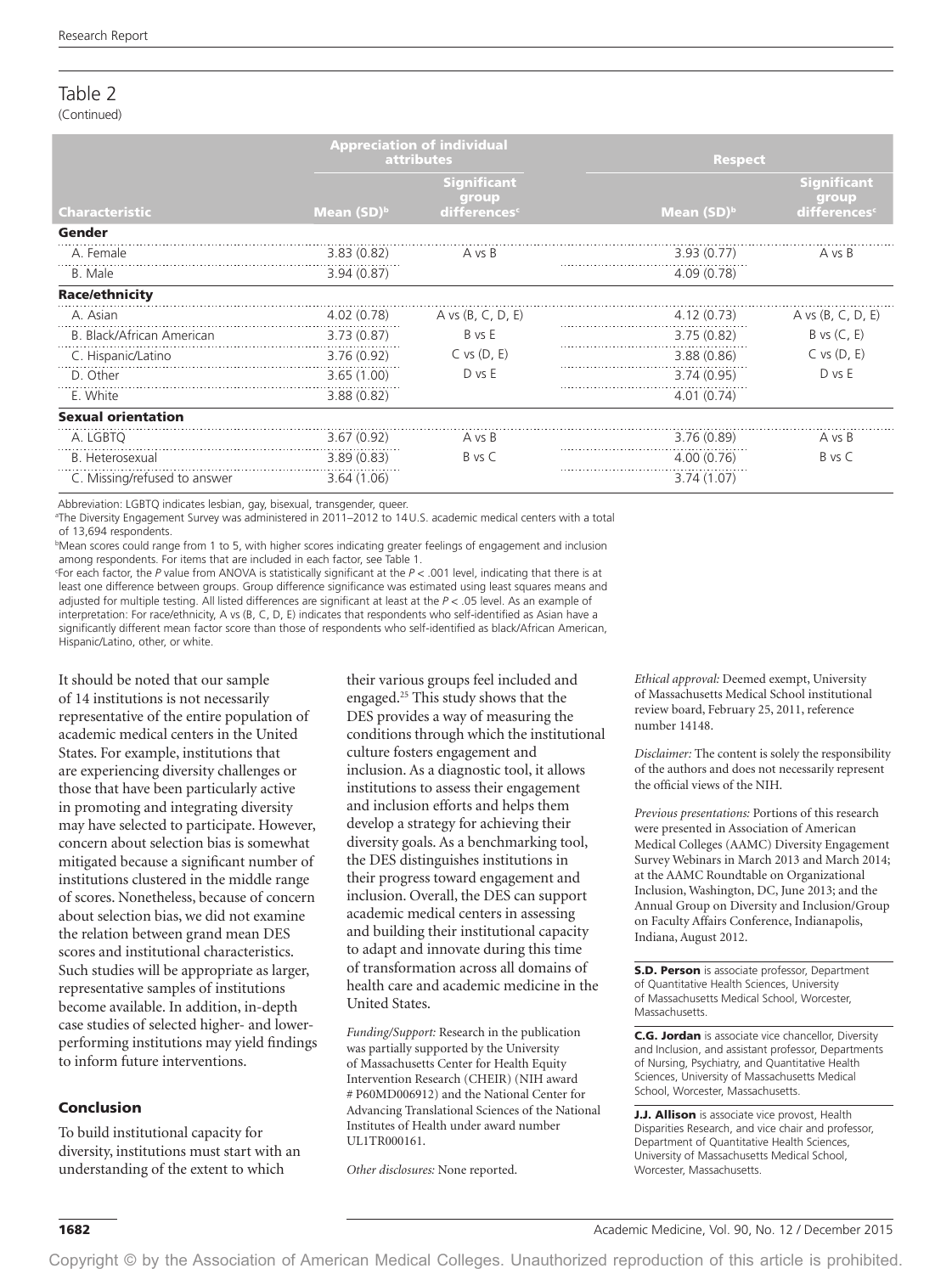Table 2
(Continued)

| Characteristic | Appreciation of individual attributes | | Respect | |
|---|---|---|---|---|
| | Mean (SD)[b] | Significant group differences[c] | Mean (SD)[b] | Significant group differences[c] |
| **Gender** | | | | |
| A. Female | 3.83 (0.82) | A vs B | 3.93 (0.77) | A vs B |
| B. Male | 3.94 (0.87) | | 4.09 (0.78) | |
| **Race/ethnicity** | | | | |
| A. Asian | 4.02 (0.78) | A vs (B, C, D, E) | 4.12 (0.73) | A vs (B, C, D, E) |
| B. Black/African American | 3.73 (0.87) | B vs E | 3.75 (0.82) | B vs (C, E) |
| C. Hispanic/Latino | 3.76 (0.92) | C vs (D, E) | 3.88 (0.86) | C vs (D, E) |
| D. Other | 3.65 (1.00) | D vs E | 3.74 (0.95) | D vs E |
| E. White | 3.88 (0.82) | | 4.01 (0.74) | |
| **Sexual orientation** | | | | |
| A. LGBTQ | 3.67 (0.92) | A vs B | 3.76 (0.89) | A vs B |
| B. Heterosexual | 3.89 (0.83) | B vs C | 4.00 (0.76) | B vs C |
| C. Missing/refused to answer | 3.64 (1.06) | | 3.74 (1.07) | |

Abbreviation: LGBTQ indicates lesbian, gay, bisexual, transgender, queer.
[a]The Diversity Engagement Survey was administered in 2011–2012 to 14 U.S. academic medical centers with a total of 13,694 respondents.
[b]Mean scores could range from 1 to 5, with higher scores indicating greater feelings of engagement and inclusion among respondents. For items that are included in each factor, see Table 1.
[c]For each factor, the *P* value from ANOVA is statistically significant at the $P < .001$ level, indicating that there is at least one difference between groups. Group difference significance was estimated using least squares means and adjusted for multiple testing. All listed differences are significant at least at the $P < .05$ level. As an example of interpretation: For race/ethnicity, A vs (B, C, D, E) indicates that respondents who self-identified as Asian have a significantly different mean factor score than those of respondents who self-identified as black/African American, Hispanic/Latino, other, or white.

It should be noted that our sample of 14 institutions is not necessarily representative of the entire population of academic medical centers in the United States. For example, institutions that are experiencing diversity challenges or those that have been particularly active in promoting and integrating diversity may have selected to participate. However, concern about selection bias is somewhat mitigated because a significant number of institutions clustered in the middle range of scores. Nonetheless, because of concern about selection bias, we did not examine the relation between grand mean DES scores and institutional characteristics. Such studies will be appropriate as larger, representative samples of institutions become available. In addition, in-depth case studies of selected higher- and lower-performing institutions may yield findings to inform future interventions.

## Conclusion

To build institutional capacity for diversity, institutions must start with an understanding of the extent to which their various groups feel included and engaged.[25] This study shows that the DES provides a way of measuring the conditions through which the institutional culture fosters engagement and inclusion. As a diagnostic tool, it allows institutions to assess their engagement and inclusion efforts and helps them develop a strategy for achieving their diversity goals. As a benchmarking tool, the DES distinguishes institutions in their progress toward engagement and inclusion. Overall, the DES can support academic medical centers in assessing and building their institutional capacity to adapt and innovate during this time of transformation across all domains of health care and academic medicine in the United States.

*Funding/Support:* Research in the publication was partially supported by the University of Massachusetts Center for Health Equity Intervention Research (CHEIR) (NIH award # P60MD006912) and the National Center for Advancing Translational Sciences of the National Institutes of Health under award number UL1TR000161.

*Other disclosures:* None reported.

*Ethical approval:* Deemed exempt, University of Massachusetts Medical School institutional review board, February 25, 2011, reference number 14148.

*Disclaimer:* The content is solely the responsibility of the authors and does not necessarily represent the official views of the NIH.

*Previous presentations:* Portions of this research were presented in Association of American Medical Colleges (AAMC) Diversity Engagement Survey Webinars in March 2013 and March 2014; at the AAMC Roundtable on Organizational Inclusion, Washington, DC, June 2013; and the Annual Group on Diversity and Inclusion/Group on Faculty Affairs Conference, Indianapolis, Indiana, August 2012.

**S.D. Person** is associate professor, Department of Quantitative Health Sciences, University of Massachusetts Medical School, Worcester, Massachusetts.

**C.G. Jordan** is associate vice chancellor, Diversity and Inclusion, and assistant professor, Departments of Nursing, Psychiatry, and Quantitative Health Sciences, University of Massachusetts Medical School, Worcester, Massachusetts.

**J.J. Allison** is associate vice provost, Health Disparities Research, and vice chair and professor, Department of Quantitative Health Sciences, University of Massachusetts Medical School, Worcester, Massachusetts.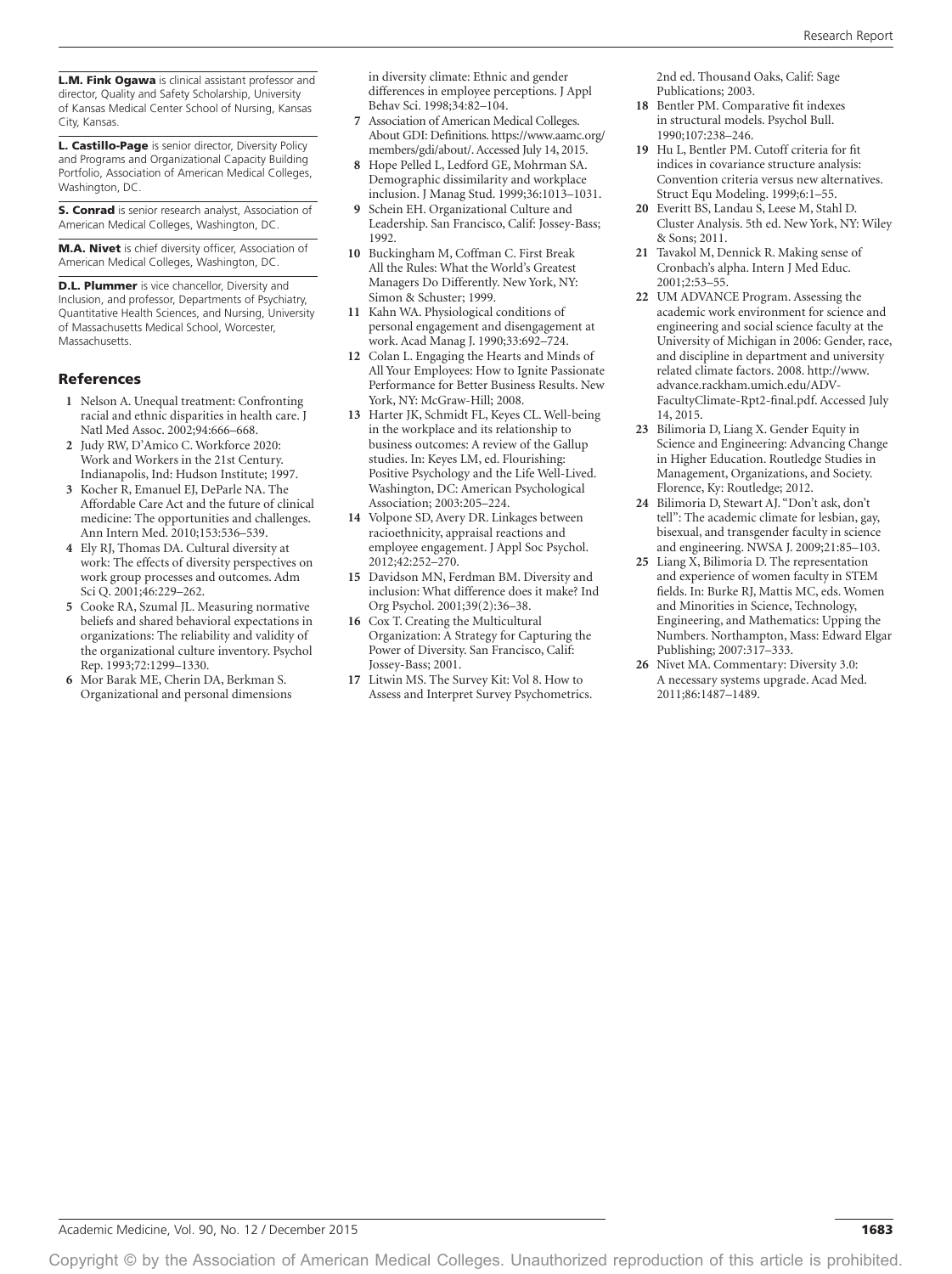**L.M. Fink Ogawa** is clinical assistant professor and director, Quality and Safety Scholarship, University of Kansas Medical Center School of Nursing, Kansas City, Kansas.

**L. Castillo-Page** is senior director, Diversity Policy and Programs and Organizational Capacity Building Portfolio, Association of American Medical Colleges, Washington, DC.

**S. Conrad** is senior research analyst, Association of American Medical Colleges, Washington, DC.

**M.A. Nivet** is chief diversity officer, Association of American Medical Colleges, Washington, DC.

**D.L. Plummer** is vice chancellor, Diversity and Inclusion, and professor, Departments of Psychiatry, Quantitative Health Sciences, and Nursing, University of Massachusetts Medical School, Worcester, Massachusetts.

## References

1. Nelson A. Unequal treatment: Confronting racial and ethnic disparities in health care. J Natl Med Assoc. 2002;94:666–668.
2. Judy RW, D'Amico C. Workforce 2020: Work and Workers in the 21st Century. Indianapolis, Ind: Hudson Institute; 1997.
3. Kocher R, Emanuel EJ, DeParle NA. The Affordable Care Act and the future of clinical medicine: The opportunities and challenges. Ann Intern Med. 2010;153:536–539.
4. Ely RJ, Thomas DA. Cultural diversity at work: The effects of diversity perspectives on work group processes and outcomes. Adm Sci Q. 2001;46:229–262.
5. Cooke RA, Szumal JL. Measuring normative beliefs and shared behavioral expectations in organizations: The reliability and validity of the organizational culture inventory. Psychol Rep. 1993;72:1299–1330.
6. Mor Barak ME, Cherin DA, Berkman S. Organizational and personal dimensions in diversity climate: Ethnic and gender differences in employee perceptions. J Appl Behav Sci. 1998;34:82–104.
7. Association of American Medical Colleges. About GDI: Definitions. https://www.aamc.org/members/gdi/about/. Accessed July 14, 2015.
8. Hope Pelled L, Ledford GE, Mohrman SA. Demographic dissimilarity and workplace inclusion. J Manag Stud. 1999;36:1013–1031.
9. Schein EH. Organizational Culture and Leadership. San Francisco, Calif: Jossey-Bass; 1992.
10. Buckingham M, Coffman C. First Break All the Rules: What the World's Greatest Managers Do Differently. New York, NY: Simon & Schuster; 1999.
11. Kahn WA. Physiological conditions of personal engagement and disengagement at work. Acad Manag J. 1990;33:692–724.
12. Colan L. Engaging the Hearts and Minds of All Your Employees: How to Ignite Passionate Performance for Better Business Results. New York, NY: McGraw-Hill; 2008.
13. Harter JK, Schmidt FL, Keyes CL. Well-being in the workplace and its relationship to business outcomes: A review of the Gallup studies. In: Keyes LM, ed. Flourishing: Positive Psychology and the Life Well-Lived. Washington, DC: American Psychological Association; 2003:205–224.
14. Volpone SD, Avery DR. Linkages between racioethnicity, appraisal reactions and employee engagement. J Appl Soc Psychol. 2012;42:252–270.
15. Davidson MN, Ferdman BM. Diversity and inclusion: What difference does it make? Ind Org Psychol. 2001;39(2):36–38.
16. Cox T. Creating the Multicultural Organization: A Strategy for Capturing the Power of Diversity. San Francisco, Calif: Jossey-Bass; 2001.
17. Litwin MS. The Survey Kit: Vol 8. How to Assess and Interpret Survey Psychometrics. 2nd ed. Thousand Oaks, Calif: Sage Publications; 2003.
18. Bentler PM. Comparative fit indexes in structural models. Psychol Bull. 1990;107:238–246.
19. Hu L, Bentler PM. Cutoff criteria for fit indices in covariance structure analysis: Convention criteria versus new alternatives. Struct Equ Modeling. 1999;6:1–55.
20. Everitt BS, Landau S, Leese M, Stahl D. Cluster Analysis. 5th ed. New York, NY: Wiley & Sons; 2011.
21. Tavakol M, Dennick R. Making sense of Cronbach's alpha. Intern J Med Educ. 2001;2:53–55.
22. UM ADVANCE Program. Assessing the academic work environment for science and engineering and social science faculty at the University of Michigan in 2006: Gender, race, and discipline in department and university related climate factors. 2008. http://www.advance.rackham.umich.edu/ADV-FacultyClimate-Rpt2-final.pdf. Accessed July 14, 2015.
23. Bilimoria D, Liang X. Gender Equity in Science and Engineering: Advancing Change in Higher Education. Routledge Studies in Management, Organizations, and Society. Florence, Ky: Routledge; 2012.
24. Bilimoria D, Stewart AJ. "Don't ask, don't tell": The academic climate for lesbian, gay, bisexual, and transgender faculty in science and engineering. NWSA J. 2009;21:85–103.
25. Liang X, Bilimoria D. The representation and experience of women faculty in STEM fields. In: Burke RJ, Mattis MC, eds. Women and Minorities in Science, Technology, Engineering, and Mathematics: Upping the Numbers. Northampton, Mass: Edward Elgar Publishing; 2007:317–333.
26. Nivet MA. Commentary: Diversity 3.0: A necessary systems upgrade. Acad Med. 2011;86:1487–1489.